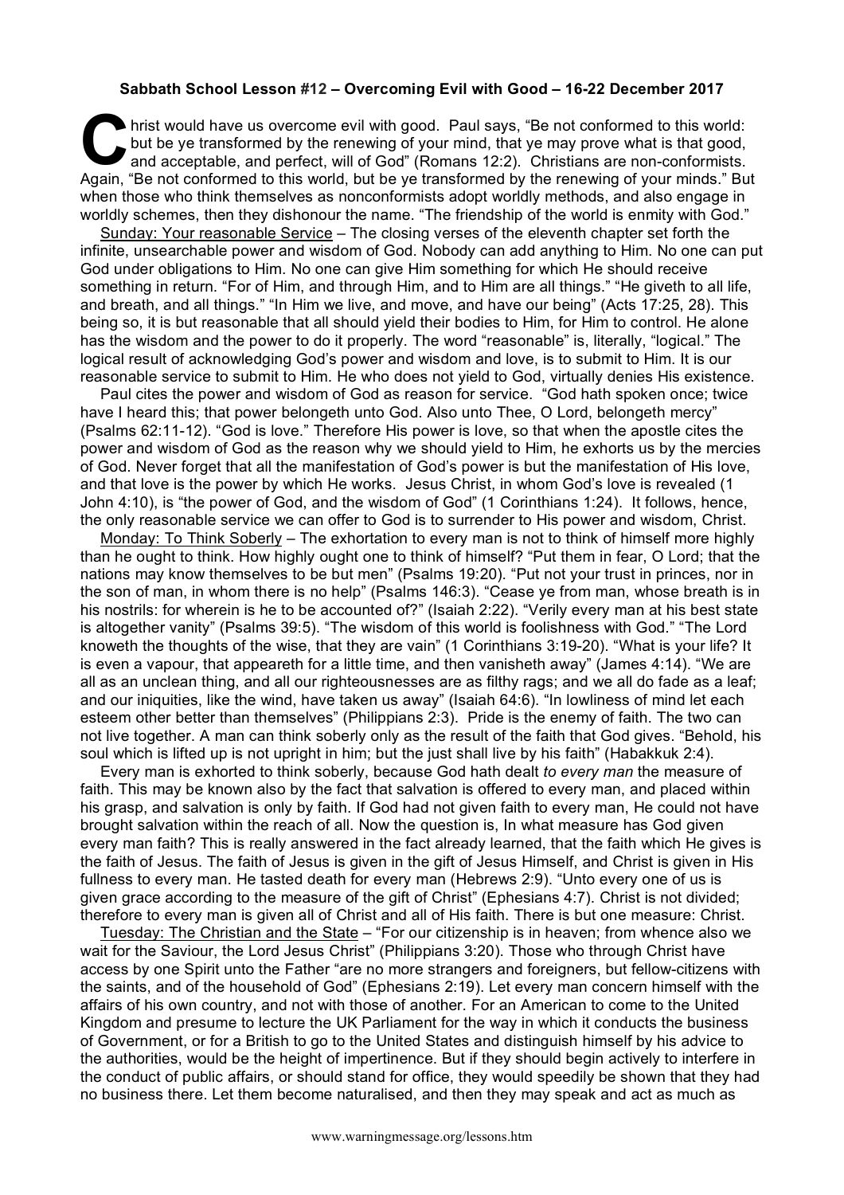**Sabbath School Lesson #12 – Overcoming Evil with Good – 16-22 December 2017**

Christ would have us overcome evil with good. Paul says, "Be not conformed to this world: but be ye transformed by the renewing of your mind, that ye may prove what is that good, and acceptable, and perfect, will of God" (Romans 12:2). Christians are non-conformists. Again, "Be not conformed to this world, but be ye transformed by the renewing of your minds." But when those who think themselves as nonconformists adopt worldly methods, and also engage in worldly schemes, then they dishonour the name. "The friendship of the world is enmity with God."

Sunday: Your reasonable Service – The closing verses of the eleventh chapter set forth the infinite, unsearchable power and wisdom of God. Nobody can add anything to Him. No one can put God under obligations to Him. No one can give Him something for which He should receive something in return. "For of Him, and through Him, and to Him are all things." "He giveth to all life, and breath, and all things." "In Him we live, and move, and have our being" (Acts 17:25, 28). This being so, it is but reasonable that all should yield their bodies to Him, for Him to control. He alone has the wisdom and the power to do it properly. The word "reasonable" is, literally, "logical." The logical result of acknowledging God's power and wisdom and love, is to submit to Him. It is our reasonable service to submit to Him. He who does not yield to God, virtually denies His existence.

Paul cites the power and wisdom of God as reason for service. "God hath spoken once; twice have I heard this; that power belongeth unto God. Also unto Thee, O Lord, belongeth mercy" (Psalms 62:11-12). "God is love." Therefore His power is love, so that when the apostle cites the power and wisdom of God as the reason why we should yield to Him, he exhorts us by the mercies of God. Never forget that all the manifestation of God's power is but the manifestation of His love, and that love is the power by which He works. Jesus Christ, in whom God's love is revealed (1 John 4:10), is "the power of God, and the wisdom of God" (1 Corinthians 1:24). It follows, hence, the only reasonable service we can offer to God is to surrender to His power and wisdom, Christ.

Monday: To Think Soberly – The exhortation to every man is not to think of himself more highly than he ought to think. How highly ought one to think of himself? "Put them in fear, O Lord; that the nations may know themselves to be but men" (Psalms 19:20). "Put not your trust in princes, nor in the son of man, in whom there is no help" (Psalms 146:3). "Cease ye from man, whose breath is in his nostrils: for wherein is he to be accounted of?" (Isaiah 2:22). "Verily every man at his best state is altogether vanity" (Psalms 39:5). "The wisdom of this world is foolishness with God." "The Lord knoweth the thoughts of the wise, that they are vain" (1 Corinthians 3:19-20). "What is your life? It is even a vapour, that appeareth for a little time, and then vanisheth away" (James 4:14). "We are all as an unclean thing, and all our righteousnesses are as filthy rags; and we all do fade as a leaf; and our iniquities, like the wind, have taken us away" (Isaiah 64:6). "In lowliness of mind let each esteem other better than themselves" (Philippians 2:3). Pride is the enemy of faith. The two can not live together. A man can think soberly only as the result of the faith that God gives. "Behold, his soul which is lifted up is not upright in him; but the just shall live by his faith" (Habakkuk 2:4).

Every man is exhorted to think soberly, because God hath dealt *to every man* the measure of faith. This may be known also by the fact that salvation is offered to every man, and placed within his grasp, and salvation is only by faith. If God had not given faith to every man, He could not have brought salvation within the reach of all. Now the question is, In what measure has God given every man faith? This is really answered in the fact already learned, that the faith which He gives is the faith of Jesus. The faith of Jesus is given in the gift of Jesus Himself, and Christ is given in His fullness to every man. He tasted death for every man (Hebrews 2:9). "Unto every one of us is given grace according to the measure of the gift of Christ" (Ephesians 4:7). Christ is not divided; therefore to every man is given all of Christ and all of His faith. There is but one measure: Christ.

Tuesday: The Christian and the State – "For our citizenship is in heaven; from whence also we wait for the Saviour, the Lord Jesus Christ" (Philippians 3:20). Those who through Christ have access by one Spirit unto the Father "are no more strangers and foreigners, but fellow-citizens with the saints, and of the household of God" (Ephesians 2:19). Let every man concern himself with the affairs of his own country, and not with those of another. For an American to come to the United Kingdom and presume to lecture the UK Parliament for the way in which it conducts the business of Government, or for a British to go to the United States and distinguish himself by his advice to the authorities, would be the height of impertinence. But if they should begin actively to interfere in the conduct of public affairs, or should stand for office, they would speedily be shown that they had no business there. Let them become naturalised, and then they may speak and act as much as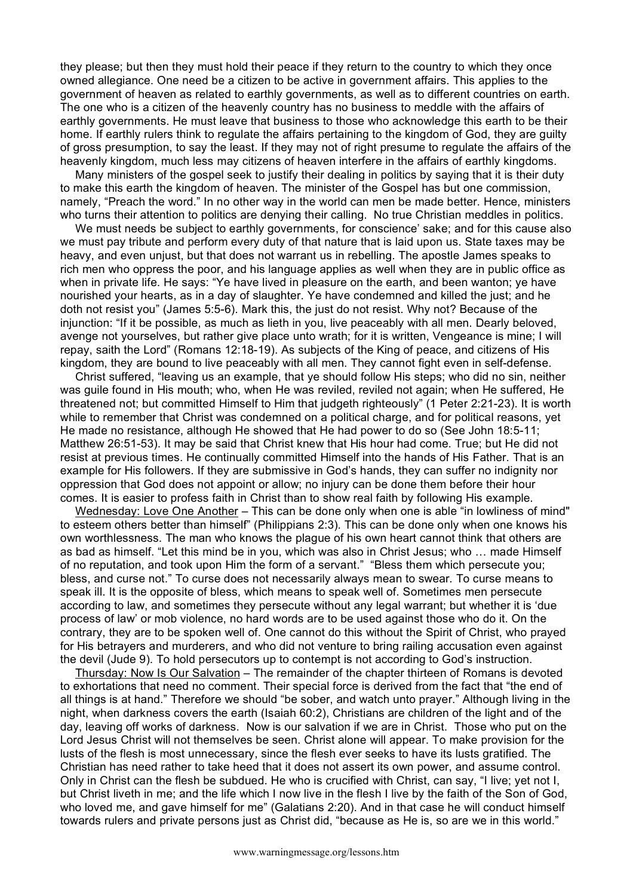they please; but then they must hold their peace if they return to the country to which they once owned allegiance. One need be a citizen to be active in government affairs. This applies to the government of heaven as related to earthly governments, as well as to different countries on earth. The one who is a citizen of the heavenly country has no business to meddle with the affairs of earthly governments. He must leave that business to those who acknowledge this earth to be their home. If earthly rulers think to regulate the affairs pertaining to the kingdom of God, they are guilty of gross presumption, to say the least. If they may not of right presume to regulate the affairs of the heavenly kingdom, much less may citizens of heaven interfere in the affairs of earthly kingdoms.

Many ministers of the gospel seek to justify their dealing in politics by saying that it is their duty to make this earth the kingdom of heaven. The minister of the Gospel has but one commission, namely, "Preach the word." In no other way in the world can men be made better. Hence, ministers who turns their attention to politics are denying their calling. No true Christian meddles in politics.

We must needs be subject to earthly governments, for conscience' sake; and for this cause also we must pay tribute and perform every duty of that nature that is laid upon us. State taxes may be heavy, and even unjust, but that does not warrant us in rebelling. The apostle James speaks to rich men who oppress the poor, and his language applies as well when they are in public office as when in private life. He says: "Ye have lived in pleasure on the earth, and been wanton; ye have nourished your hearts, as in a day of slaughter. Ye have condemned and killed the just; and he doth not resist you" (James 5:5-6). Mark this, the just do not resist. Why not? Because of the injunction: "If it be possible, as much as lieth in you, live peaceably with all men. Dearly beloved, avenge not yourselves, but rather give place unto wrath; for it is written, Vengeance is mine; I will repay, saith the Lord" (Romans 12:18-19). As subjects of the King of peace, and citizens of His kingdom, they are bound to live peaceably with all men. They cannot fight even in self-defense.

Christ suffered, "leaving us an example, that ye should follow His steps; who did no sin, neither was guile found in His mouth; who, when He was reviled, reviled not again; when He suffered, He threatened not; but committed Himself to Him that judgeth righteously" (1 Peter 2:21-23). It is worth while to remember that Christ was condemned on a political charge, and for political reasons, yet He made no resistance, although He showed that He had power to do so (See John 18:5-11; Matthew 26:51-53). It may be said that Christ knew that His hour had come. True; but He did not resist at previous times. He continually committed Himself into the hands of His Father. That is an example for His followers. If they are submissive in God's hands, they can suffer no indignity nor oppression that God does not appoint or allow; no injury can be done them before their hour comes. It is easier to profess faith in Christ than to show real faith by following His example.

<u>Wednesday: Love One Another</u> – This can be done only when one is able "in lowliness of mind" to esteem others better than himself" (Philippians 2:3). This can be done only when one knows his own worthlessness. The man who knows the plague of his own heart cannot think that others are as bad as himself. "Let this mind be in you, which was also in Christ Jesus; who … made Himself of no reputation, and took upon Him the form of a servant." "Bless them which persecute you; bless, and curse not." To curse does not necessarily always mean to swear. To curse means to speak ill. It is the opposite of bless, which means to speak well of. Sometimes men persecute according to law, and sometimes they persecute without any legal warrant; but whether it is 'due process of law' or mob violence, no hard words are to be used against those who do it. On the contrary, they are to be spoken well of. One cannot do this without the Spirit of Christ, who prayed for His betrayers and murderers, and who did not venture to bring railing accusation even against the devil (Jude 9). To hold persecutors up to contempt is not according to God's instruction.

<u>Thursday: Now Is Our Salvation</u> – The remainder of the chapter thirteen of Romans is devoted to exhortations that need no comment. Their special force is derived from the fact that "the end of all things is at hand." Therefore we should "be sober, and watch unto prayer." Although living in the night, when darkness covers the earth (Isaiah 60:2), Christians are children of the light and of the day, leaving off works of darkness. Now is our salvation if we are in Christ. Those who put on the Lord Jesus Christ will not themselves be seen. Christ alone will appear. To make provision for the lusts of the flesh is most unnecessary, since the flesh ever seeks to have its lusts gratified. The Christian has need rather to take heed that it does not assert its own power, and assume control. Only in Christ can the flesh be subdued. He who is crucified with Christ, can say, "I live; yet not I, but Christ liveth in me; and the life which I now live in the flesh I live by the faith of the Son of God, who loved me, and gave himself for me" (Galatians 2:20). And in that case he will conduct himself towards rulers and private persons just as Christ did, "because as He is, so are we in this world."

www.warningmessage.org/lessons.htm